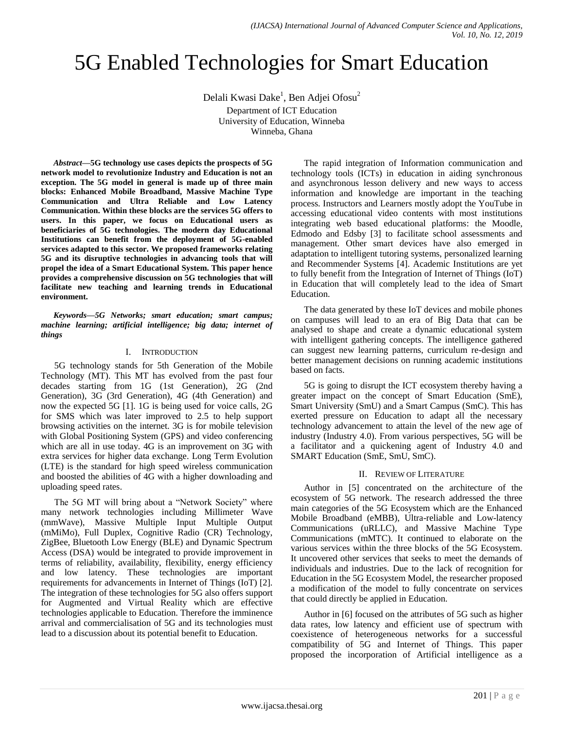# 5G Enabled Technologies for Smart Education

Delali Kwasi Dake[1], Ben Adjei Ofosu[2]

Department of ICT Education
University of Education, Winneba
Winneba, Ghana

***Abstract*—5G technology use cases depicts the prospects of 5G network model to revolutionize Industry and Education is not an exception. The 5G model in general is made up of three main blocks: Enhanced Mobile Broadband, Massive Machine Type Communication and Ultra Reliable and Low Latency Communication. Within these blocks are the services 5G offers to users. In this paper, we focus on Educational users as beneficiaries of 5G technologies. The modern day Educational Institutions can benefit from the deployment of 5G-enabled services adapted to this sector. We proposed frameworks relating 5G and its disruptive technologies in advancing tools that will propel the idea of a Smart Educational System. This paper hence provides a comprehensive discussion on 5G technologies that will facilitate new teaching and learning trends in Educational environment.**

***Keywords*—5G Networks; smart education; smart campus; machine learning; artificial intelligence; big data; internet of things**

## I. Introduction

5G technology stands for 5th Generation of the Mobile Technology (MT). This MT has evolved from the past four decades starting from 1G (1st Generation), 2G (2nd Generation), 3G (3rd Generation), 4G (4th Generation) and now the expected 5G [1]. 1G is being used for voice calls, 2G for SMS which was later improved to 2.5 to help support browsing activities on the internet. 3G is for mobile television with Global Positioning System (GPS) and video conferencing which are all in use today. 4G is an improvement on 3G with extra services for higher data exchange. Long Term Evolution (LTE) is the standard for high speed wireless communication and boosted the abilities of 4G with a higher downloading and uploading speed rates.

The 5G MT will bring about a "Network Society" where many network technologies including Millimeter Wave (mmWave), Massive Multiple Input Multiple Output (mMiMo), Full Duplex, Cognitive Radio (CR) Technology, ZigBee, Bluetooth Low Energy (BLE) and Dynamic Spectrum Access (DSA) would be integrated to provide improvement in terms of reliability, availability, flexibility, energy efficiency and low latency. These technologies are important requirements for advancements in Internet of Things (IoT) [2]. The integration of these technologies for 5G also offers support for Augmented and Virtual Reality which are effective technologies applicable to Education. Therefore the imminence arrival and commercialisation of 5G and its technologies must lead to a discussion about its potential benefit to Education.

The rapid integration of Information communication and technology tools (ICTs) in education in aiding synchronous and asynchronous lesson delivery and new ways to access information and knowledge are important in the teaching process. Instructors and Learners mostly adopt the YouTube in accessing educational video contents with most institutions integrating web based educational platforms: the Moodle, Edmodo and Edsby [3] to facilitate school assessments and management. Other smart devices have also emerged in adaptation to intelligent tutoring systems, personalized learning and Recommender Systems [4]. Academic Institutions are yet to fully benefit from the Integration of Internet of Things (IoT) in Education that will completely lead to the idea of Smart Education.

The data generated by these IoT devices and mobile phones on campuses will lead to an era of Big Data that can be analysed to shape and create a dynamic educational system with intelligent gathering concepts. The intelligence gathered can suggest new learning patterns, curriculum re-design and better management decisions on running academic institutions based on facts.

5G is going to disrupt the ICT ecosystem thereby having a greater impact on the concept of Smart Education (SmE), Smart University (SmU) and a Smart Campus (SmC). This has exerted pressure on Education to adapt all the necessary technology advancement to attain the level of the new age of industry (Industry 4.0). From various perspectives, 5G will be a facilitator and a quickening agent of Industry 4.0 and SMART Education (SmE, SmU, SmC).

## II. Review of Literature

Author in [5] concentrated on the architecture of the ecosystem of 5G network. The research addressed the three main categories of the 5G Ecosystem which are the Enhanced Mobile Broadband (eMBB), Ultra-reliable and Low-latency Communications (uRLLC), and Massive Machine Type Communications (mMTC). It continued to elaborate on the various services within the three blocks of the 5G Ecosystem. It uncovered other services that seeks to meet the demands of individuals and industries. Due to the lack of recognition for Education in the 5G Ecosystem Model, the researcher proposed a modification of the model to fully concentrate on services that could directly be applied in Education.

Author in [6] focused on the attributes of 5G such as higher data rates, low latency and efficient use of spectrum with coexistence of heterogeneous networks for a successful compatibility of 5G and Internet of Things. This paper proposed the incorporation of Artificial intelligence as a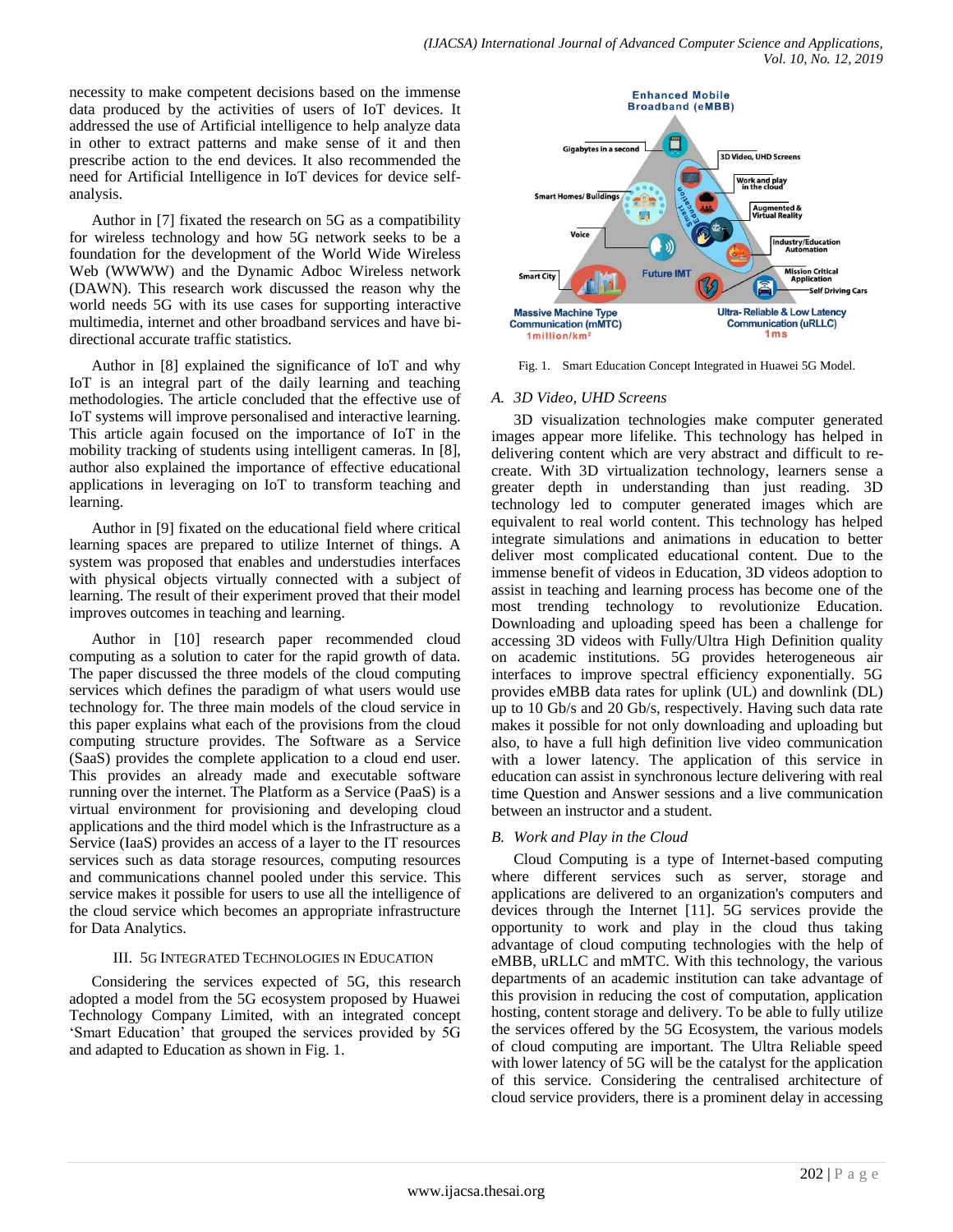necessity to make competent decisions based on the immense data produced by the activities of users of IoT devices. It addressed the use of Artificial intelligence to help analyze data in other to extract patterns and make sense of it and then prescribe action to the end devices. It also recommended the need for Artificial Intelligence in IoT devices for device self-analysis.

Author in [7] fixated the research on 5G as a compatibility for wireless technology and how 5G network seeks to be a foundation for the development of the World Wide Wireless Web (WWWW) and the Dynamic Adboc Wireless network (DAWN). This research work discussed the reason why the world needs 5G with its use cases for supporting interactive multimedia, internet and other broadband services and have bi-directional accurate traffic statistics.

Author in [8] explained the significance of IoT and why IoT is an integral part of the daily learning and teaching methodologies. The article concluded that the effective use of IoT systems will improve personalised and interactive learning. This article again focused on the importance of IoT in the mobility tracking of students using intelligent cameras. In [8], author also explained the importance of effective educational applications in leveraging on IoT to transform teaching and learning.

Author in [9] fixated on the educational field where critical learning spaces are prepared to utilize Internet of things. A system was proposed that enables and understudies interfaces with physical objects virtually connected with a subject of learning. The result of their experiment proved that their model improves outcomes in teaching and learning.

Author in [10] research paper recommended cloud computing as a solution to cater for the rapid growth of data. The paper discussed the three models of the cloud computing services which defines the paradigm of what users would use technology for. The three main models of the cloud service in this paper explains what each of the provisions from the cloud computing structure provides. The Software as a Service (SaaS) provides the complete application to a cloud end user. This provides an already made and executable software running over the internet. The Platform as a Service (PaaS) is a virtual environment for provisioning and developing cloud applications and the third model which is the Infrastructure as a Service (IaaS) provides an access of a layer to the IT resources services such as data storage resources, computing resources and communications channel pooled under this service. This service makes it possible for users to use all the intelligence of the cloud service which becomes an appropriate infrastructure for Data Analytics.

## III. 5G Integrated Technologies in Education

Considering the services expected of 5G, this research adopted a model from the 5G ecosystem proposed by Huawei Technology Company Limited, with an integrated concept 'Smart Education' that grouped the services provided by 5G and adapted to Education as shown in Fig. 1.

Fig. 1. Smart Education Concept Integrated in Huawei 5G Model.

### A. 3D Video, UHD Screens

3D visualization technologies make computer generated images appear more lifelike. This technology has helped in delivering content which are very abstract and difficult to re-create. With 3D virtualization technology, learners sense a greater depth in understanding than just reading. 3D technology led to computer generated images which are equivalent to real world content. This technology has helped integrate simulations and animations in education to better deliver most complicated educational content. Due to the immense benefit of videos in Education, 3D videos adoption to assist in teaching and learning process has become one of the most trending technology to revolutionize Education. Downloading and uploading speed has been a challenge for accessing 3D videos with Fully/Ultra High Definition quality on academic institutions. 5G provides heterogeneous air interfaces to improve spectral efficiency exponentially. 5G provides eMBB data rates for uplink (UL) and downlink (DL) up to 10 Gb/s and 20 Gb/s, respectively. Having such data rate makes it possible for not only downloading and uploading but also, to have a full high definition live video communication with a lower latency. The application of this service in education can assist in synchronous lecture delivering with real time Question and Answer sessions and a live communication between an instructor and a student.

### B. Work and Play in the Cloud

Cloud Computing is a type of Internet-based computing where different services such as server, storage and applications are delivered to an organization's computers and devices through the Internet [11]. 5G services provide the opportunity to work and play in the cloud thus taking advantage of cloud computing technologies with the help of eMBB, uRLLC and mMTC. With this technology, the various departments of an academic institution can take advantage of this provision in reducing the cost of computation, application hosting, content storage and delivery. To be able to fully utilize the services offered by the 5G Ecosystem, the various models of cloud computing are important. The Ultra Reliable speed with lower latency of 5G will be the catalyst for the application of this service. Considering the centralised architecture of cloud service providers, there is a prominent delay in accessing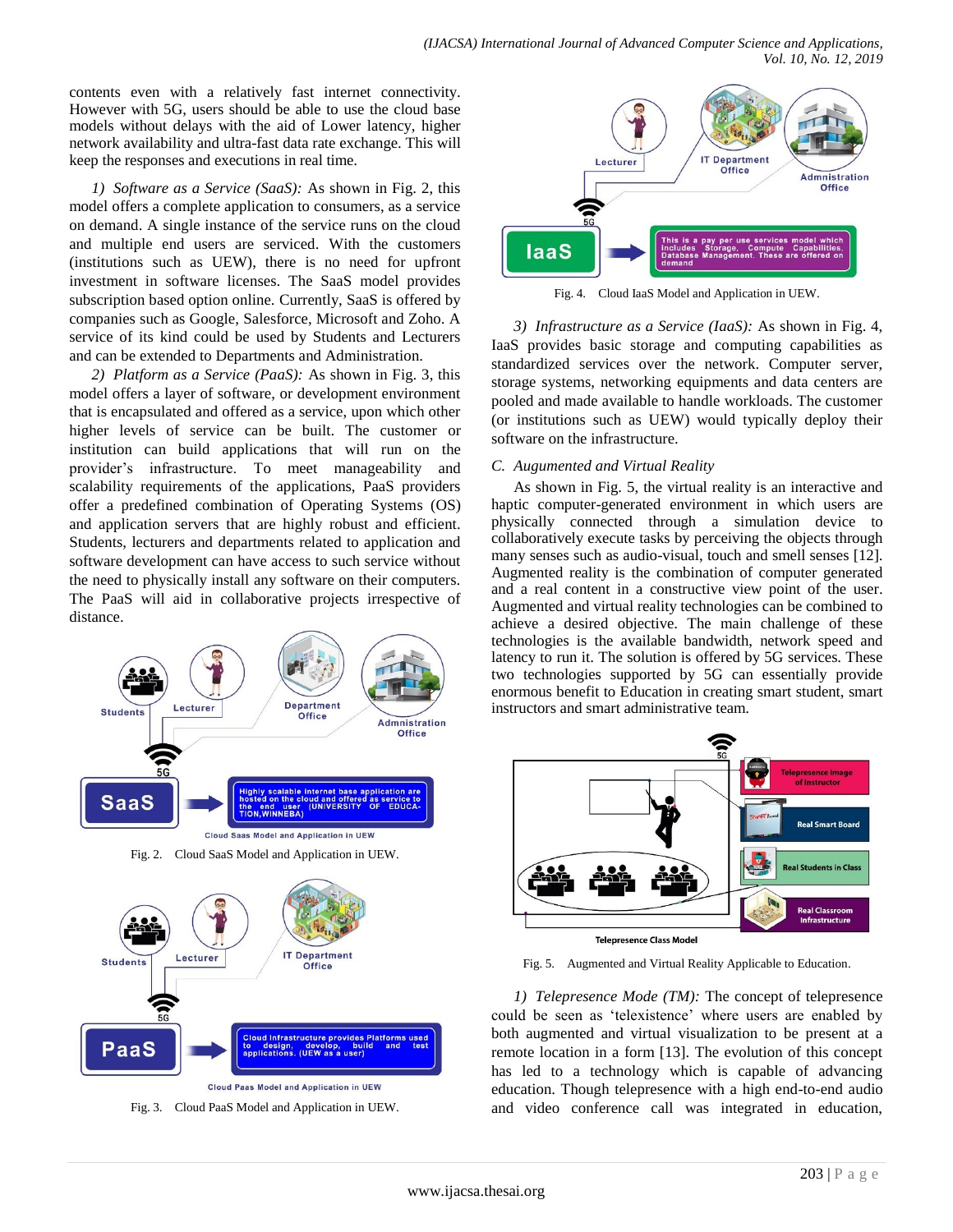contents even with a relatively fast internet connectivity. However with 5G, users should be able to use the cloud base models without delays with the aid of Lower latency, higher network availability and ultra-fast data rate exchange. This will keep the responses and executions in real time.

*1) Software as a Service (SaaS):* As shown in Fig. 2, this model offers a complete application to consumers, as a service on demand. A single instance of the service runs on the cloud and multiple end users are serviced. With the customers (institutions such as UEW), there is no need for upfront investment in software licenses. The SaaS model provides subscription based option online. Currently, SaaS is offered by companies such as Google, Salesforce, Microsoft and Zoho. A service of its kind could be used by Students and Lecturers and can be extended to Departments and Administration.

*2) Platform as a Service (PaaS):* As shown in Fig. 3, this model offers a layer of software, or development environment that is encapsulated and offered as a service, upon which other higher levels of service can be built. The customer or institution can build applications that will run on the provider's infrastructure. To meet manageability and scalability requirements of the applications, PaaS providers offer a predefined combination of Operating Systems (OS) and application servers that are highly robust and efficient. Students, lecturers and departments related to application and software development can have access to such service without the need to physically install any software on their computers. The PaaS will aid in collaborative projects irrespective of distance.

Fig. 2. Cloud SaaS Model and Application in UEW.

Fig. 3. Cloud PaaS Model and Application in UEW.

Fig. 4. Cloud IaaS Model and Application in UEW.

*3) Infrastructure as a Service (IaaS):* As shown in Fig. 4, IaaS provides basic storage and computing capabilities as standardized services over the network. Computer server, storage systems, networking equipments and data centers are pooled and made available to handle workloads. The customer (or institutions such as UEW) would typically deploy their software on the infrastructure.

### C. Augumented and Virtual Reality

As shown in Fig. 5, the virtual reality is an interactive and haptic computer-generated environment in which users are physically connected through a simulation device to collaboratively execute tasks by perceiving the objects through many senses such as audio-visual, touch and smell senses [12]. Augmented reality is the combination of computer generated and a real content in a constructive view point of the user. Augmented and virtual reality technologies can be combined to achieve a desired objective. The main challenge of these technologies is the available bandwidth, network speed and latency to run it. The solution is offered by 5G services. These two technologies supported by 5G can essentially provide enormous benefit to Education in creating smart student, smart instructors and smart administrative team.

Fig. 5. Augmented and Virtual Reality Applicable to Education.

*1) Telepresence Mode (TM):* The concept of telepresence could be seen as 'telexistence' where users are enabled by both augmented and virtual visualization to be present at a remote location in a form [13]. The evolution of this concept has led to a technology which is capable of advancing education. Though telepresence with a high end-to-end audio and video conference call was integrated in education,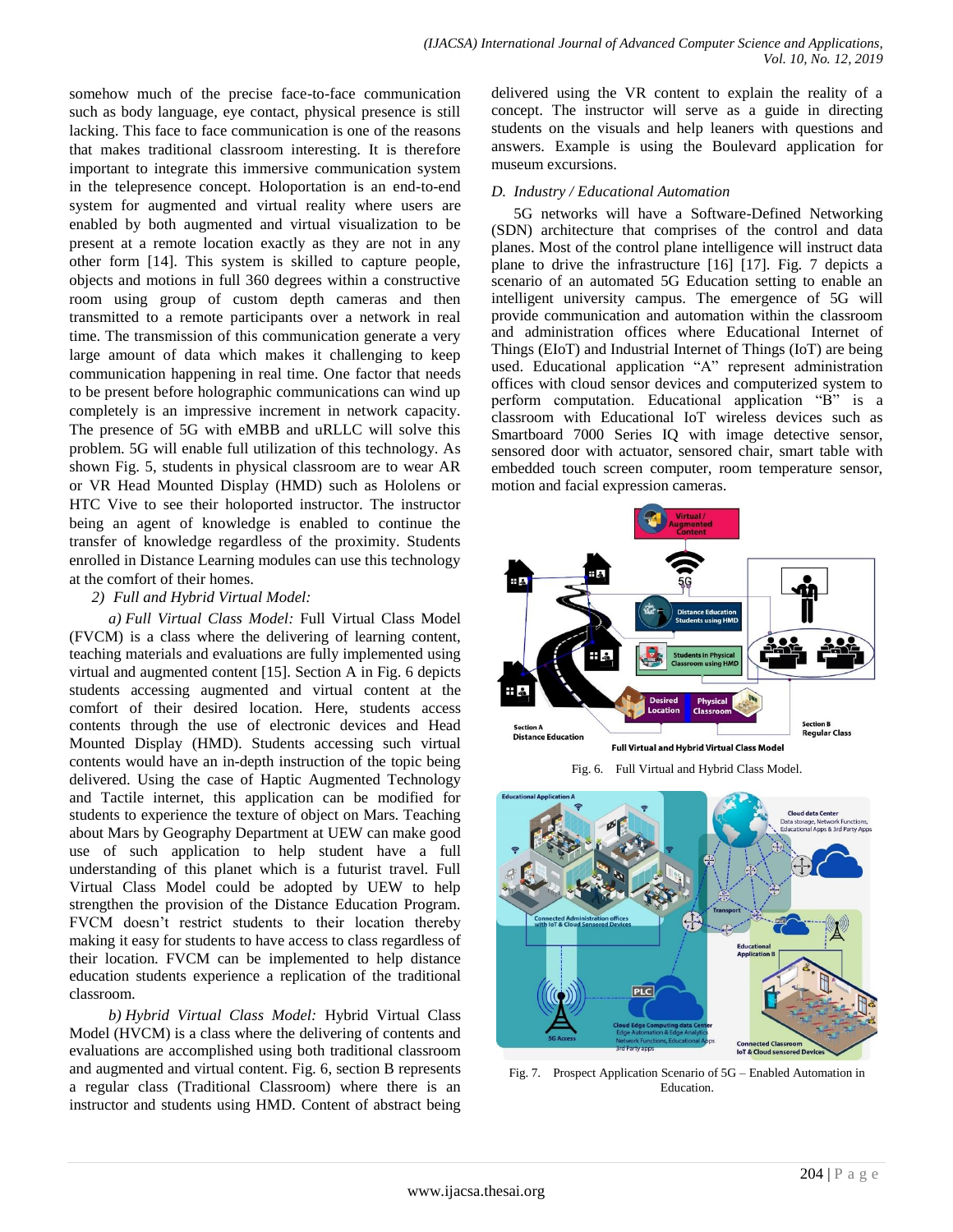somehow much of the precise face-to-face communication such as body language, eye contact, physical presence is still lacking. This face to face communication is one of the reasons that makes traditional classroom interesting. It is therefore important to integrate this immersive communication system in the telepresence concept. Holoportation is an end-to-end system for augmented and virtual reality where users are enabled by both augmented and virtual visualization to be present at a remote location exactly as they are not in any other form [14]. This system is skilled to capture people, objects and motions in full 360 degrees within a constructive room using group of custom depth cameras and then transmitted to a remote participants over a network in real time. The transmission of this communication generate a very large amount of data which makes it challenging to keep communication happening in real time. One factor that needs to be present before holographic communications can wind up completely is an impressive increment in network capacity. The presence of 5G with eMBB and uRLLC will solve this problem. 5G will enable full utilization of this technology. As shown Fig. 5, students in physical classroom are to wear AR or VR Head Mounted Display (HMD) such as Hololens or HTC Vive to see their holoported instructor. The instructor being an agent of knowledge is enabled to continue the transfer of knowledge regardless of the proximity. Students enrolled in Distance Learning modules can use this technology at the comfort of their homes.

*2) Full and Hybrid Virtual Model:*

*a) Full Virtual Class Model:* Full Virtual Class Model (FVCM) is a class where the delivering of learning content, teaching materials and evaluations are fully implemented using virtual and augmented content [15]. Section A in Fig. 6 depicts students accessing augmented and virtual content at the comfort of their desired location. Here, students access contents through the use of electronic devices and Head Mounted Display (HMD). Students accessing such virtual contents would have an in-depth instruction of the topic being delivered. Using the case of Haptic Augmented Technology and Tactile internet, this application can be modified for students to experience the texture of object on Mars. Teaching about Mars by Geography Department at UEW can make good use of such application to help student have a full understanding of this planet which is a futurist travel. Full Virtual Class Model could be adopted by UEW to help strengthen the provision of the Distance Education Program. FVCM doesn't restrict students to their location thereby making it easy for students to have access to class regardless of their location. FVCM can be implemented to help distance education students experience a replication of the traditional classroom.

*b) Hybrid Virtual Class Model:* Hybrid Virtual Class Model (HVCM) is a class where the delivering of contents and evaluations are accomplished using both traditional classroom and augmented and virtual content. Fig. 6, section B represents a regular class (Traditional Classroom) where there is an instructor and students using HMD. Content of abstract being delivered using the VR content to explain the reality of a concept. The instructor will serve as a guide in directing students on the visuals and help leaners with questions and answers. Example is using the Boulevard application for museum excursions.

### *D. Industry / Educational Automation*

5G networks will have a Software-Defined Networking (SDN) architecture that comprises of the control and data planes. Most of the control plane intelligence will instruct data plane to drive the infrastructure [16] [17]. Fig. 7 depicts a scenario of an automated 5G Education setting to enable an intelligent university campus. The emergence of 5G will provide communication and automation within the classroom and administration offices where Educational Internet of Things (EIoT) and Industrial Internet of Things (IoT) are being used. Educational application "A" represent administration offices with cloud sensor devices and computerized system to perform computation. Educational application "B" is a classroom with Educational IoT wireless devices such as Smartboard 7000 Series IQ with image detective sensor, sensored door with actuator, sensored chair, smart table with embedded touch screen computer, room temperature sensor, motion and facial expression cameras.

Fig. 6. Full Virtual and Hybrid Class Model.

Fig. 7. Prospect Application Scenario of 5G – Enabled Automation in Education.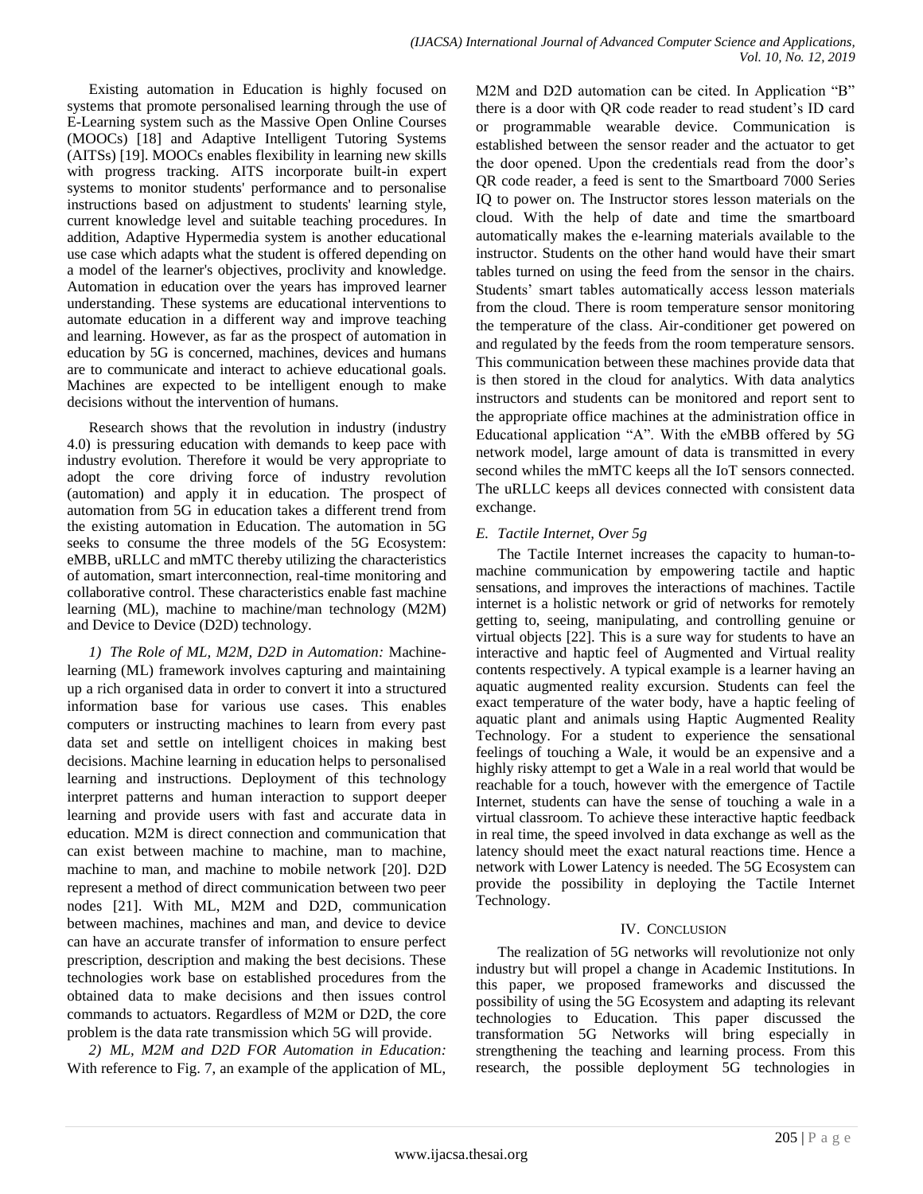Existing automation in Education is highly focused on systems that promote personalised learning through the use of E-Learning system such as the Massive Open Online Courses (MOOCs) [18] and Adaptive Intelligent Tutoring Systems (AITSs) [19]. MOOCs enables flexibility in learning new skills with progress tracking. AITS incorporate built-in expert systems to monitor students' performance and to personalise instructions based on adjustment to students' learning style, current knowledge level and suitable teaching procedures. In addition, Adaptive Hypermedia system is another educational use case which adapts what the student is offered depending on a model of the learner's objectives, proclivity and knowledge. Automation in education over the years has improved learner understanding. These systems are educational interventions to automate education in a different way and improve teaching and learning. However, as far as the prospect of automation in education by 5G is concerned, machines, devices and humans are to communicate and interact to achieve educational goals. Machines are expected to be intelligent enough to make decisions without the intervention of humans.

Research shows that the revolution in industry (industry 4.0) is pressuring education with demands to keep pace with industry evolution. Therefore it would be very appropriate to adopt the core driving force of industry revolution (automation) and apply it in education. The prospect of automation from 5G in education takes a different trend from the existing automation in Education. The automation in 5G seeks to consume the three models of the 5G Ecosystem: eMBB, uRLLC and mMTC thereby utilizing the characteristics of automation, smart interconnection, real-time monitoring and collaborative control. These characteristics enable fast machine learning (ML), machine to machine/man technology (M2M) and Device to Device (D2D) technology.

*1) The Role of ML, M2M, D2D in Automation:* Machine-learning (ML) framework involves capturing and maintaining up a rich organised data in order to convert it into a structured information base for various use cases. This enables computers or instructing machines to learn from every past data set and settle on intelligent choices in making best decisions. Machine learning in education helps to personalised learning and instructions. Deployment of this technology interpret patterns and human interaction to support deeper learning and provide users with fast and accurate data in education. M2M is direct connection and communication that can exist between machine to machine, man to machine, machine to man, and machine to mobile network [20]. D2D represent a method of direct communication between two peer nodes [21]. With ML, M2M and D2D, communication between machines, machines and man, and device to device can have an accurate transfer of information to ensure perfect prescription, description and making the best decisions. These technologies work base on established procedures from the obtained data to make decisions and then issues control commands to actuators. Regardless of M2M or D2D, the core problem is the data rate transmission which 5G will provide.

*2) ML, M2M and D2D FOR Automation in Education:* With reference to Fig. 7, an example of the application of ML, M2M and D2D automation can be cited. In Application "B" there is a door with QR code reader to read student's ID card or programmable wearable device. Communication is established between the sensor reader and the actuator to get the door opened. Upon the credentials read from the door's QR code reader, a feed is sent to the Smartboard 7000 Series IQ to power on. The Instructor stores lesson materials on the cloud. With the help of date and time the smartboard automatically makes the e-learning materials available to the instructor. Students on the other hand would have their smart tables turned on using the feed from the sensor in the chairs. Students' smart tables automatically access lesson materials from the cloud. There is room temperature sensor monitoring the temperature of the class. Air-conditioner get powered on and regulated by the feeds from the room temperature sensors. This communication between these machines provide data that is then stored in the cloud for analytics. With data analytics instructors and students can be monitored and report sent to the appropriate office machines at the administration office in Educational application "A". With the eMBB offered by 5G network model, large amount of data is transmitted in every second whiles the mMTC keeps all the IoT sensors connected. The uRLLC keeps all devices connected with consistent data exchange.

### *E. Tactile Internet, Over 5g*

The Tactile Internet increases the capacity to human-to-machine communication by empowering tactile and haptic sensations, and improves the interactions of machines. Tactile internet is a holistic network or grid of networks for remotely getting to, seeing, manipulating, and controlling genuine or virtual objects [22]. This is a sure way for students to have an interactive and haptic feel of Augmented and Virtual reality contents respectively. A typical example is a learner having an aquatic augmented reality excursion. Students can feel the exact temperature of the water body, have a haptic feeling of aquatic plant and animals using Haptic Augmented Reality Technology. For a student to experience the sensational feelings of touching a Wale, it would be an expensive and a highly risky attempt to get a Wale in a real world that would be reachable for a touch, however with the emergence of Tactile Internet, students can have the sense of touching a wale in a virtual classroom. To achieve these interactive haptic feedback in real time, the speed involved in data exchange as well as the latency should meet the exact natural reactions time. Hence a network with Lower Latency is needed. The 5G Ecosystem can provide the possibility in deploying the Tactile Internet Technology.

## IV. Conclusion

The realization of 5G networks will revolutionize not only industry but will propel a change in Academic Institutions. In this paper, we proposed frameworks and discussed the possibility of using the 5G Ecosystem and adapting its relevant technologies to Education. This paper discussed the transformation 5G Networks will bring especially in strengthening the teaching and learning process. From this research, the possible deployment 5G technologies in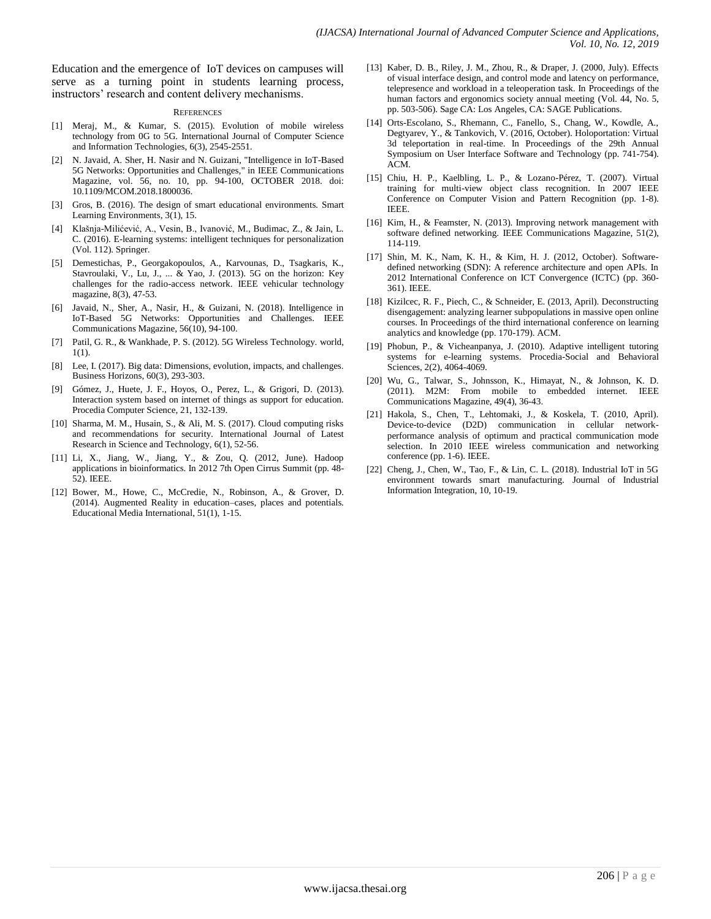Education and the emergence of IoT devices on campuses will serve as a turning point in students learning process, instructors' research and content delivery mechanisms.

## REFERENCES

[1] Meraj, M., & Kumar, S. (2015). Evolution of mobile wireless technology from 0G to 5G. International Journal of Computer Science and Information Technologies, 6(3), 2545-2551.

[2] N. Javaid, A. Sher, H. Nasir and N. Guizani, "Intelligence in IoT-Based 5G Networks: Opportunities and Challenges," in IEEE Communications Magazine, vol. 56, no. 10, pp. 94-100, OCTOBER 2018. doi: 10.1109/MCOM.2018.1800036.

[3] Gros, B. (2016). The design of smart educational environments. Smart Learning Environments, 3(1), 15.

[4] Klašnja-Milićević, A., Vesin, B., Ivanović, M., Budimac, Z., & Jain, L. C. (2016). E-learning systems: intelligent techniques for personalization (Vol. 112). Springer.

[5] Demestichas, P., Georgakopoulos, A., Karvounas, D., Tsagkaris, K., Stavroulaki, V., Lu, J., ... & Yao, J. (2013). 5G on the horizon: Key challenges for the radio-access network. IEEE vehicular technology magazine, 8(3), 47-53.

[6] Javaid, N., Sher, A., Nasir, H., & Guizani, N. (2018). Intelligence in IoT-Based 5G Networks: Opportunities and Challenges. IEEE Communications Magazine, 56(10), 94-100.

[7] Patil, G. R., & Wankhade, P. S. (2012). 5G Wireless Technology. world, 1(1).

[8] Lee, I. (2017). Big data: Dimensions, evolution, impacts, and challenges. Business Horizons, 60(3), 293-303.

[9] Gómez, J., Huete, J. F., Hoyos, O., Perez, L., & Grigori, D. (2013). Interaction system based on internet of things as support for education. Procedia Computer Science, 21, 132-139.

[10] Sharma, M. M., Husain, S., & Ali, M. S. (2017). Cloud computing risks and recommendations for security. International Journal of Latest Research in Science and Technology, 6(1), 52-56.

[11] Li, X., Jiang, W., Jiang, Y., & Zou, Q. (2012, June). Hadoop applications in bioinformatics. In 2012 7th Open Cirrus Summit (pp. 48-52). IEEE.

[12] Bower, M., Howe, C., McCredie, N., Robinson, A., & Grover, D. (2014). Augmented Reality in education–cases, places and potentials. Educational Media International, 51(1), 1-15.

[13] Kaber, D. B., Riley, J. M., Zhou, R., & Draper, J. (2000, July). Effects of visual interface design, and control mode and latency on performance, telepresence and workload in a teleoperation task. In Proceedings of the human factors and ergonomics society annual meeting (Vol. 44, No. 5, pp. 503-506). Sage CA: Los Angeles, CA: SAGE Publications.

[14] Orts-Escolano, S., Rhemann, C., Fanello, S., Chang, W., Kowdle, A., Degtyarev, Y., & Tankovich, V. (2016, October). Holoportation: Virtual 3d teleportation in real-time. In Proceedings of the 29th Annual Symposium on User Interface Software and Technology (pp. 741-754). ACM.

[15] Chiu, H. P., Kaelbling, L. P., & Lozano-Pérez, T. (2007). Virtual training for multi-view object class recognition. In 2007 IEEE Conference on Computer Vision and Pattern Recognition (pp. 1-8). IEEE.

[16] Kim, H., & Feamster, N. (2013). Improving network management with software defined networking. IEEE Communications Magazine, 51(2), 114-119.

[17] Shin, M. K., Nam, K. H., & Kim, H. J. (2012, October). Software-defined networking (SDN): A reference architecture and open APIs. In 2012 International Conference on ICT Convergence (ICTC) (pp. 360-361). IEEE.

[18] Kizilcec, R. F., Piech, C., & Schneider, E. (2013, April). Deconstructing disengagement: analyzing learner subpopulations in massive open online courses. In Proceedings of the third international conference on learning analytics and knowledge (pp. 170-179). ACM.

[19] Phobun, P., & Vicheanpanya, J. (2010). Adaptive intelligent tutoring systems for e-learning systems. Procedia-Social and Behavioral Sciences, 2(2), 4064-4069.

[20] Wu, G., Talwar, S., Johnsson, K., Himayat, N., & Johnson, K. D. (2011). M2M: From mobile to embedded internet. IEEE Communications Magazine, 49(4), 36-43.

[21] Hakola, S., Chen, T., Lehtomaki, J., & Koskela, T. (2010, April). Device-to-device (D2D) communication in cellular network-performance analysis of optimum and practical communication mode selection. In 2010 IEEE wireless communication and networking conference (pp. 1-6). IEEE.

[22] Cheng, J., Chen, W., Tao, F., & Lin, C. L. (2018). Industrial IoT in 5G environment towards smart manufacturing. Journal of Industrial Information Integration, 10, 10-19.